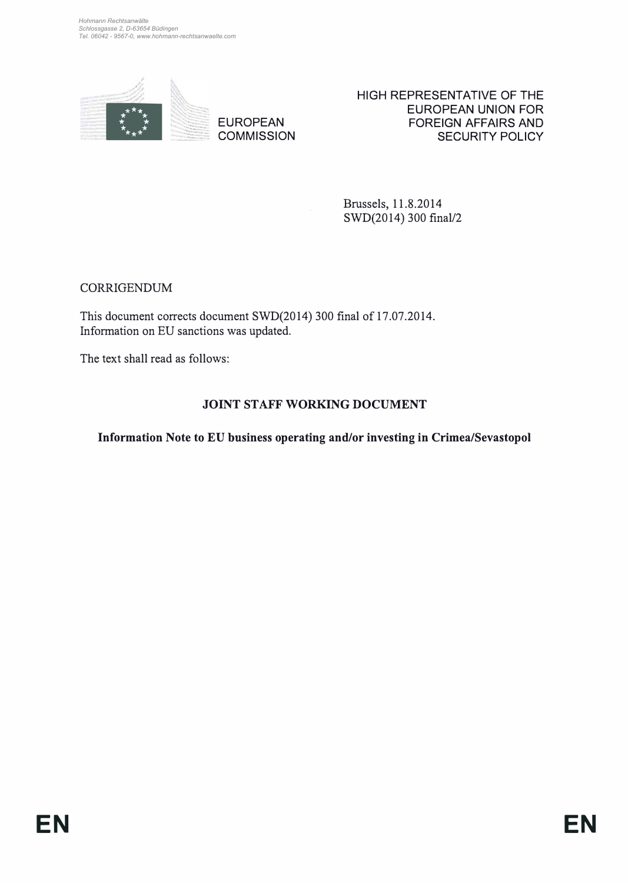Hohmann Rechtsanwälte
Schlossgasse 2, D-63654 Büdingen
Tel. 06042 - 9567-0, www.hohmann-rechtsanwaelte.com

EUROPEAN COMMISSION

HIGH REPRESENTATIVE OF THE EUROPEAN UNION FOR FOREIGN AFFAIRS AND SECURITY POLICY

Brussels, 11.8.2014
SWD(2014) 300 final/2

CORRIGENDUM

This document corrects document SWD(2014) 300 final of 17.07.2014.
Information on EU sanctions was updated.

The text shall read as follows:

## JOINT STAFF WORKING DOCUMENT

### Information Note to EU business operating and/or investing in Crimea/Sevastopol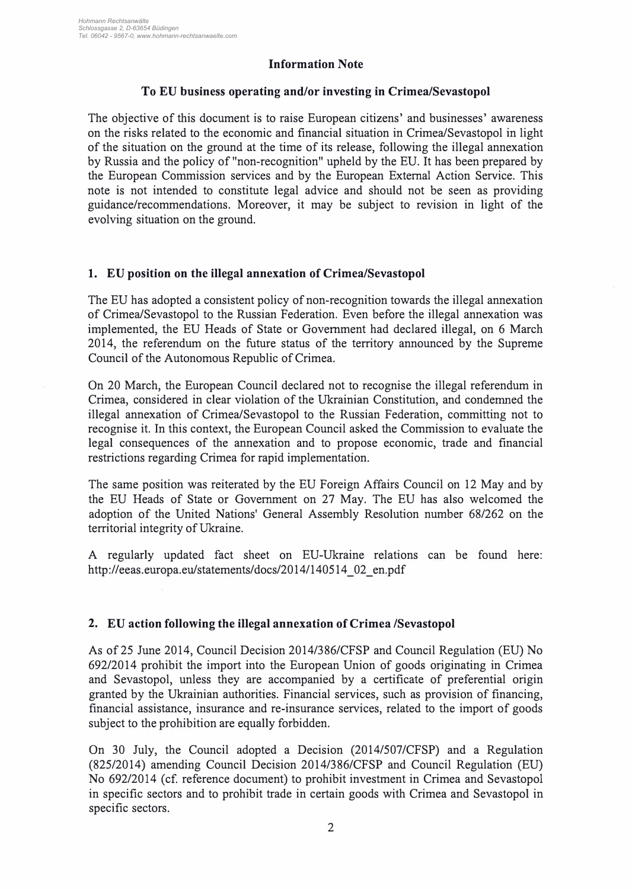## Information Note

### To EU business operating and/or investing in Crimea/Sevastopol

The objective of this document is to raise European citizens' and businesses' awareness on the risks related to the economic and financial situation in Crimea/Sevastopol in light of the situation on the ground at the time of its release, following the illegal annexation by Russia and the policy of "non-recognition" upheld by the EU. It has been prepared by the European Commission services and by the European External Action Service. This note is not intended to constitute legal advice and should not be seen as providing guidance/recommendations. Moreover, it may be subject to revision in light of the evolving situation on the ground.

## 1. EU position on the illegal annexation of Crimea/Sevastopol

The EU has adopted a consistent policy of non-recognition towards the illegal annexation of Crimea/Sevastopol to the Russian Federation. Even before the illegal annexation was implemented, the EU Heads of State or Government had declared illegal, on 6 March 2014, the referendum on the future status of the territory announced by the Supreme Council of the Autonomous Republic of Crimea.

On 20 March, the European Council declared not to recognise the illegal referendum in Crimea, considered in clear violation of the Ukrainian Constitution, and condemned the illegal annexation of Crimea/Sevastopol to the Russian Federation, committing not to recognise it. In this context, the European Council asked the Commission to evaluate the legal consequences of the annexation and to propose economic, trade and financial restrictions regarding Crimea for rapid implementation.

The same position was reiterated by the EU Foreign Affairs Council on 12 May and by the EU Heads of State or Government on 27 May. The EU has also welcomed the adoption of the United Nations' General Assembly Resolution number 68/262 on the territorial integrity of Ukraine.

A regularly updated fact sheet on EU-Ukraine relations can be found here: http://eeas.europa.eu/statements/docs/2014/140514_02_en.pdf

## 2. EU action following the illegal annexation of Crimea /Sevastopol

As of 25 June 2014, Council Decision 2014/386/CFSP and Council Regulation (EU) No 692/2014 prohibit the import into the European Union of goods originating in Crimea and Sevastopol, unless they are accompanied by a certificate of preferential origin granted by the Ukrainian authorities. Financial services, such as provision of financing, financial assistance, insurance and re-insurance services, related to the import of goods subject to the prohibition are equally forbidden.

On 30 July, the Council adopted a Decision (2014/507/CFSP) and a Regulation (825/2014) amending Council Decision 2014/386/CFSP and Council Regulation (EU) No 692/2014 (cf. reference document) to prohibit investment in Crimea and Sevastopol in specific sectors and to prohibit trade in certain goods with Crimea and Sevastopol in specific sectors.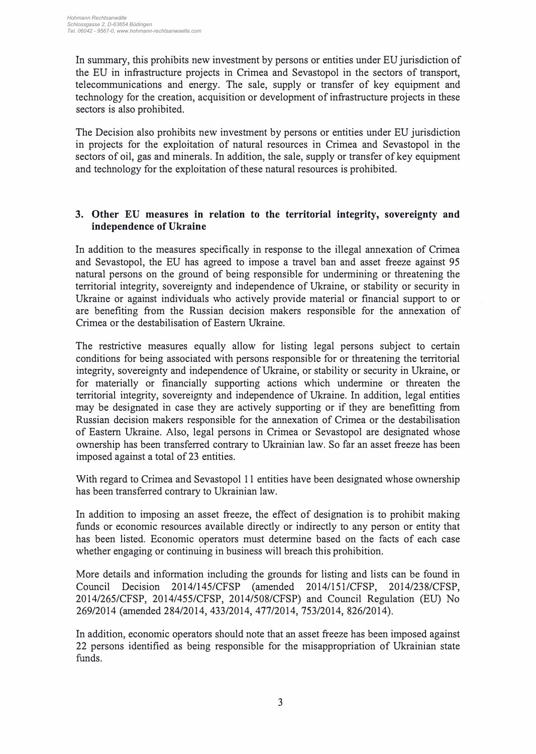In summary, this prohibits new investment by persons or entities under EU jurisdiction of the EU in infrastructure projects in Crimea and Sevastopol in the sectors of transport, telecommunications and energy. The sale, supply or transfer of key equipment and technology for the creation, acquisition or development of infrastructure projects in these sectors is also prohibited.

The Decision also prohibits new investment by persons or entities under EU jurisdiction in projects for the exploitation of natural resources in Crimea and Sevastopol in the sectors of oil, gas and minerals. In addition, the sale, supply or transfer of key equipment and technology for the exploitation of these natural resources is prohibited.

### 3. Other EU measures in relation to the territorial integrity, sovereignty and independence of Ukraine

In addition to the measures specifically in response to the illegal annexation of Crimea and Sevastopol, the EU has agreed to impose a travel ban and asset freeze against 95 natural persons on the ground of being responsible for undermining or threatening the territorial integrity, sovereignty and independence of Ukraine, or stability or security in Ukraine or against individuals who actively provide material or financial support to or are benefiting from the Russian decision makers responsible for the annexation of Crimea or the destabilisation of Eastern Ukraine.

The restrictive measures equally allow for listing legal persons subject to certain conditions for being associated with persons responsible for or threatening the territorial integrity, sovereignty and independence of Ukraine, or stability or security in Ukraine, or for materially or financially supporting actions which undermine or threaten the territorial integrity, sovereignty and independence of Ukraine. In addition, legal entities may be designated in case they are actively supporting or if they are benefitting from Russian decision makers responsible for the annexation of Crimea or the destabilisation of Eastern Ukraine. Also, legal persons in Crimea or Sevastopol are designated whose ownership has been transferred contrary to Ukrainian law. So far an asset freeze has been imposed against a total of 23 entities.

With regard to Crimea and Sevastopol 11 entities have been designated whose ownership has been transferred contrary to Ukrainian law.

In addition to imposing an asset freeze, the effect of designation is to prohibit making funds or economic resources available directly or indirectly to any person or entity that has been listed. Economic operators must determine based on the facts of each case whether engaging or continuing in business will breach this prohibition.

More details and information including the grounds for listing and lists can be found in Council Decision 2014/145/CFSP (amended 2014/151/CFSP, 2014/238/CFSP, 2014/265/CFSP, 2014/455/CFSP, 2014/508/CFSP) and Council Regulation (EU) No 269/2014 (amended 284/2014, 433/2014, 477/2014, 753/2014, 826/2014).

In addition, economic operators should note that an asset freeze has been imposed against 22 persons identified as being responsible for the misappropriation of Ukrainian state funds.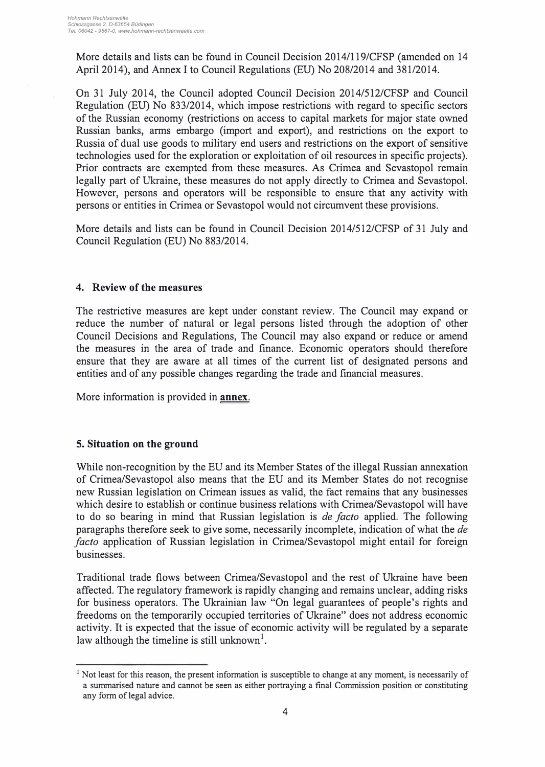More details and lists can be found in Council Decision 2014/119/CFSP (amended on 14 April 2014), and Annex I to Council Regulations (EU) No 208/2014 and 381/2014.

On 31 July 2014, the Council adopted Council Decision 2014/512/CFSP and Council Regulation (EU) No 833/2014, which impose restrictions with regard to specific sectors of the Russian economy (restrictions on access to capital markets for major state owned Russian banks, arms embargo (import and export), and restrictions on the export to Russia of dual use goods to military end users and restrictions on the export of sensitive technologies used for the exploration or exploitation of oil resources in specific projects). Prior contracts are exempted from these measures. As Crimea and Sevastopol remain legally part of Ukraine, these measures do not apply directly to Crimea and Sevastopol. However, persons and operators will be responsible to ensure that any activity with persons or entities in Crimea or Sevastopol would not circumvent these provisions.

More details and lists can be found in Council Decision 2014/512/CFSP of 31 July and Council Regulation (EU) No 883/2014.

## 4. Review of the measures

The restrictive measures are kept under constant review. The Council may expand or reduce the number of natural or legal persons listed through the adoption of other Council Decisions and Regulations, The Council may also expand or reduce or amend the measures in the area of trade and finance. Economic operators should therefore ensure that they are aware at all times of the current list of designated persons and entities and of any possible changes regarding the trade and financial measures.

More information is provided in **annex**.

## 5. Situation on the ground

While non-recognition by the EU and its Member States of the illegal Russian annexation of Crimea/Sevastopol also means that the EU and its Member States do not recognise new Russian legislation on Crimean issues as valid, the fact remains that any businesses which desire to establish or continue business relations with Crimea/Sevastopol will have to do so bearing in mind that Russian legislation is *de facto* applied. The following paragraphs therefore seek to give some, necessarily incomplete, indication of what the *de facto* application of Russian legislation in Crimea/Sevastopol might entail for foreign businesses.

Traditional trade flows between Crimea/Sevastopol and the rest of Ukraine have been affected. The regulatory framework is rapidly changing and remains unclear, adding risks for business operators. The Ukrainian law "On legal guarantees of people's rights and freedoms on the temporarily occupied territories of Ukraine" does not address economic activity. It is expected that the issue of economic activity will be regulated by a separate law although the timeline is still unknown[1].

[1] Not least for this reason, the present information is susceptible to change at any moment, is necessarily of a summarised nature and cannot be seen as either portraying a final Commission position or constituting any form of legal advice.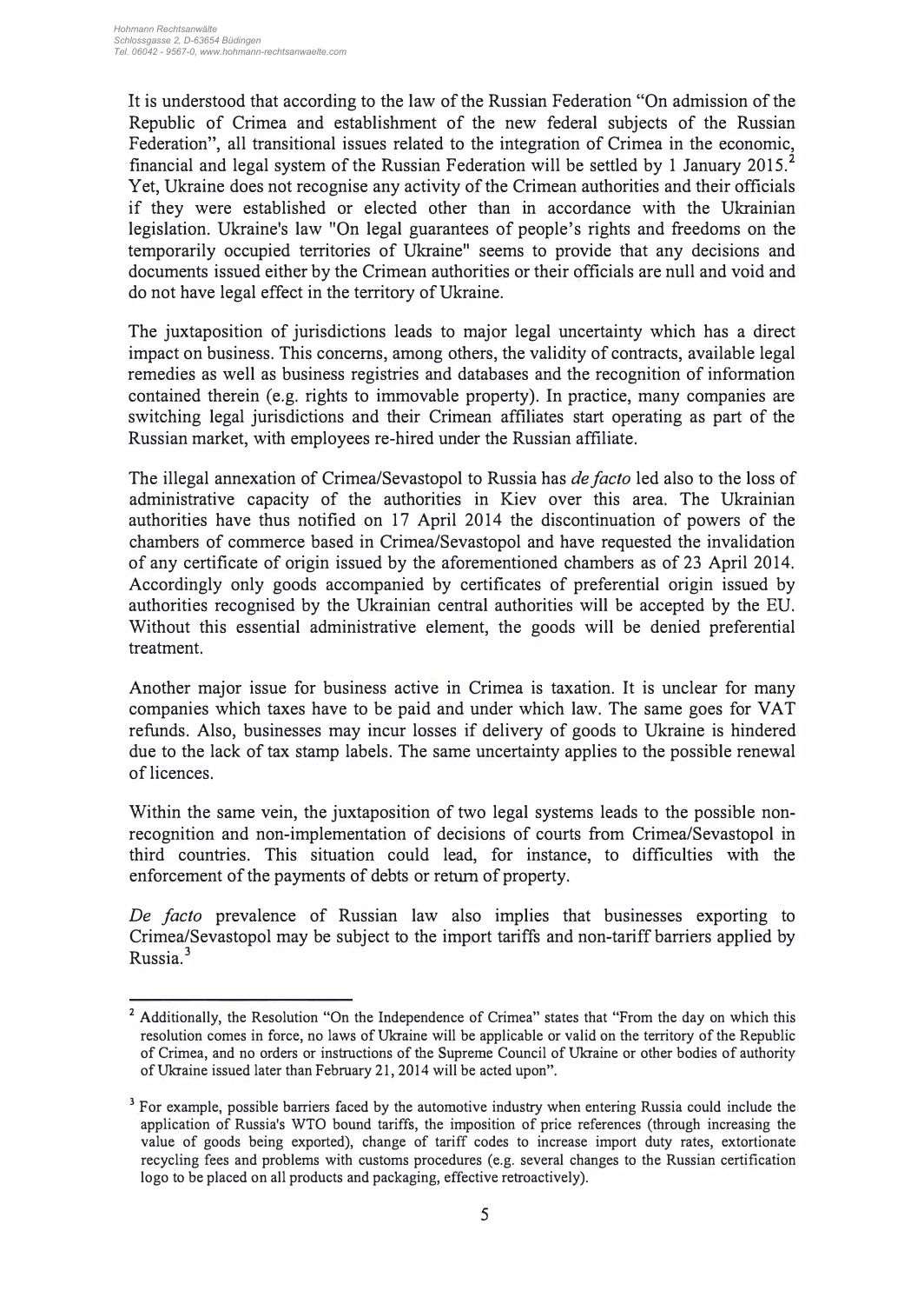It is understood that according to the law of the Russian Federation "On admission of the Republic of Crimea and establishment of the new federal subjects of the Russian Federation", all transitional issues related to the integration of Crimea in the economic, financial and legal system of the Russian Federation will be settled by 1 January 2015.[2] Yet, Ukraine does not recognise any activity of the Crimean authorities and their officials if they were established or elected other than in accordance with the Ukrainian legislation. Ukraine's law "On legal guarantees of people's rights and freedoms on the temporarily occupied territories of Ukraine" seems to provide that any decisions and documents issued either by the Crimean authorities or their officials are null and void and do not have legal effect in the territory of Ukraine.

The juxtaposition of jurisdictions leads to major legal uncertainty which has a direct impact on business. This concerns, among others, the validity of contracts, available legal remedies as well as business registries and databases and the recognition of information contained therein (e.g. rights to immovable property). In practice, many companies are switching legal jurisdictions and their Crimean affiliates start operating as part of the Russian market, with employees re-hired under the Russian affiliate.

The illegal annexation of Crimea/Sevastopol to Russia has *de facto* led also to the loss of administrative capacity of the authorities in Kiev over this area. The Ukrainian authorities have thus notified on 17 April 2014 the discontinuation of powers of the chambers of commerce based in Crimea/Sevastopol and have requested the invalidation of any certificate of origin issued by the aforementioned chambers as of 23 April 2014. Accordingly only goods accompanied by certificates of preferential origin issued by authorities recognised by the Ukrainian central authorities will be accepted by the EU. Without this essential administrative element, the goods will be denied preferential treatment.

Another major issue for business active in Crimea is taxation. It is unclear for many companies which taxes have to be paid and under which law. The same goes for VAT refunds. Also, businesses may incur losses if delivery of goods to Ukraine is hindered due to the lack of tax stamp labels. The same uncertainty applies to the possible renewal of licences.

Within the same vein, the juxtaposition of two legal systems leads to the possible non-recognition and non-implementation of decisions of courts from Crimea/Sevastopol in third countries. This situation could lead, for instance, to difficulties with the enforcement of the payments of debts or return of property.

*De facto* prevalence of Russian law also implies that businesses exporting to Crimea/Sevastopol may be subject to the import tariffs and non-tariff barriers applied by Russia.[3]

---

[2] Additionally, the Resolution "On the Independence of Crimea" states that "From the day on which this resolution comes in force, no laws of Ukraine will be applicable or valid on the territory of the Republic of Crimea, and no orders or instructions of the Supreme Council of Ukraine or other bodies of authority of Ukraine issued later than February 21, 2014 will be acted upon".

[3] For example, possible barriers faced by the automotive industry when entering Russia could include the application of Russia's WTO bound tariffs, the imposition of price references (through increasing the value of goods being exported), change of tariff codes to increase import duty rates, extortionate recycling fees and problems with customs procedures (e.g. several changes to the Russian certification logo to be placed on all products and packaging, effective retroactively).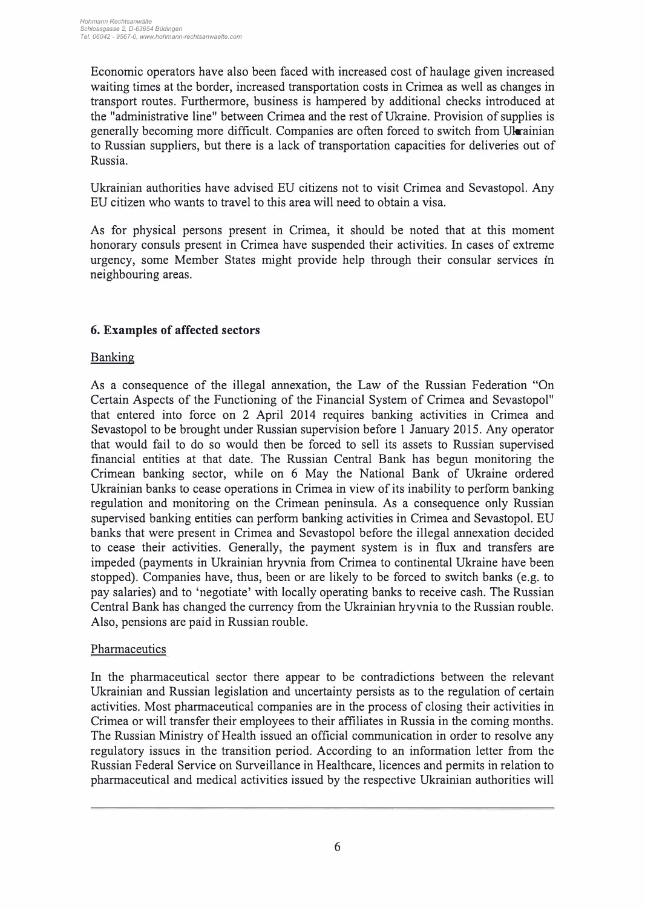Economic operators have also been faced with increased cost of haulage given increased waiting times at the border, increased transportation costs in Crimea as well as changes in transport routes. Furthermore, business is hampered by additional checks introduced at the "administrative line" between Crimea and the rest of Ukraine. Provision of supplies is generally becoming more difficult. Companies are often forced to switch from Ukrainian to Russian suppliers, but there is a lack of transportation capacities for deliveries out of Russia.

Ukrainian authorities have advised EU citizens not to visit Crimea and Sevastopol. Any EU citizen who wants to travel to this area will need to obtain a visa.

As for physical persons present in Crimea, it should be noted that at this moment honorary consuls present in Crimea have suspended their activities. In cases of extreme urgency, some Member States might provide help through their consular services in neighbouring areas.

## 6. Examples of affected sectors

Banking

As a consequence of the illegal annexation, the Law of the Russian Federation "On Certain Aspects of the Functioning of the Financial System of Crimea and Sevastopol" that entered into force on 2 April 2014 requires banking activities in Crimea and Sevastopol to be brought under Russian supervision before 1 January 2015. Any operator that would fail to do so would then be forced to sell its assets to Russian supervised financial entities at that date. The Russian Central Bank has begun monitoring the Crimean banking sector, while on 6 May the National Bank of Ukraine ordered Ukrainian banks to cease operations in Crimea in view of its inability to perform banking regulation and monitoring on the Crimean peninsula. As a consequence only Russian supervised banking entities can perform banking activities in Crimea and Sevastopol. EU banks that were present in Crimea and Sevastopol before the illegal annexation decided to cease their activities. Generally, the payment system is in flux and transfers are impeded (payments in Ukrainian hryvnia from Crimea to continental Ukraine have been stopped). Companies have, thus, been or are likely to be forced to switch banks (e.g. to pay salaries) and to 'negotiate' with locally operating banks to receive cash. The Russian Central Bank has changed the currency from the Ukrainian hryvnia to the Russian rouble. Also, pensions are paid in Russian rouble.

Pharmaceutics

In the pharmaceutical sector there appear to be contradictions between the relevant Ukrainian and Russian legislation and uncertainty persists as to the regulation of certain activities. Most pharmaceutical companies are in the process of closing their activities in Crimea or will transfer their employees to their affiliates in Russia in the coming months. The Russian Ministry of Health issued an official communication in order to resolve any regulatory issues in the transition period. According to an information letter from the Russian Federal Service on Surveillance in Healthcare, licences and permits in relation to pharmaceutical and medical activities issued by the respective Ukrainian authorities will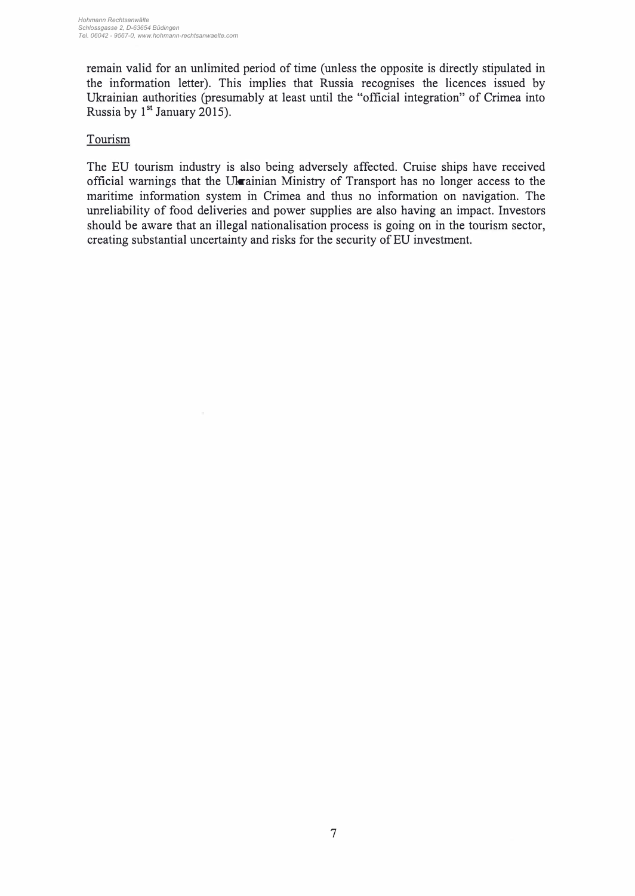remain valid for an unlimited period of time (unless the opposite is directly stipulated in the information letter). This implies that Russia recognises the licences issued by Ukrainian authorities (presumably at least until the "official integration" of Crimea into Russia by 1st January 2015).

Tourism

The EU tourism industry is also being adversely affected. Cruise ships have received official warnings that the Ukrainian Ministry of Transport has no longer access to the maritime information system in Crimea and thus no information on navigation. The unreliability of food deliveries and power supplies are also having an impact. Investors should be aware that an illegal nationalisation process is going on in the tourism sector, creating substantial uncertainty and risks for the security of EU investment.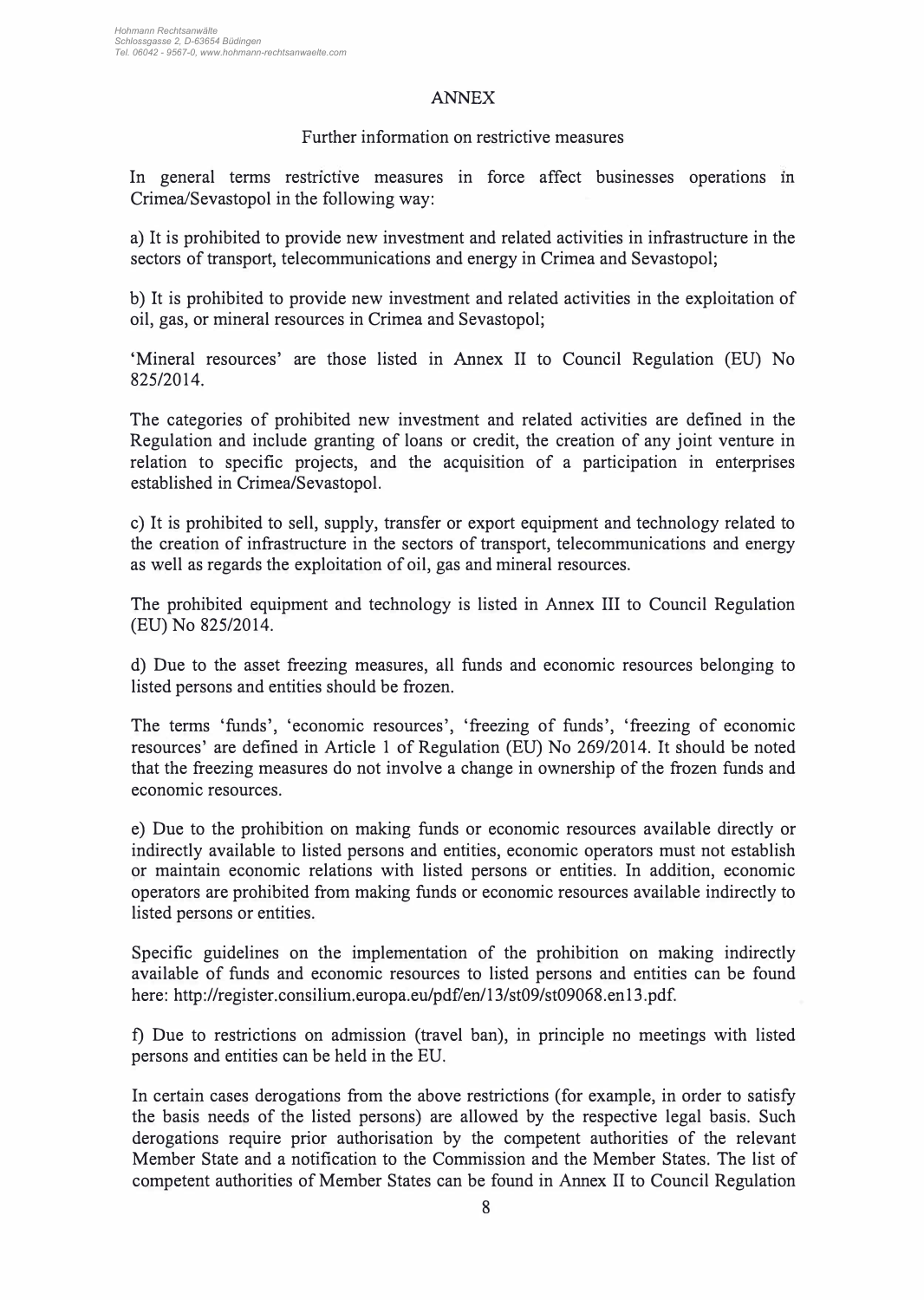# ANNEX

## Further information on restrictive measures

In general terms restrictive measures in force affect businesses operations in Crimea/Sevastopol in the following way:

a) It is prohibited to provide new investment and related activities in infrastructure in the sectors of transport, telecommunications and energy in Crimea and Sevastopol;

b) It is prohibited to provide new investment and related activities in the exploitation of oil, gas, or mineral resources in Crimea and Sevastopol;

'Mineral resources' are those listed in Annex II to Council Regulation (EU) No 825/2014.

The categories of prohibited new investment and related activities are defined in the Regulation and include granting of loans or credit, the creation of any joint venture in relation to specific projects, and the acquisition of a participation in enterprises established in Crimea/Sevastopol.

c) It is prohibited to sell, supply, transfer or export equipment and technology related to the creation of infrastructure in the sectors of transport, telecommunications and energy as well as regards the exploitation of oil, gas and mineral resources.

The prohibited equipment and technology is listed in Annex III to Council Regulation (EU) No 825/2014.

d) Due to the asset freezing measures, all funds and economic resources belonging to listed persons and entities should be frozen.

The terms 'funds', 'economic resources', 'freezing of funds', 'freezing of economic resources' are defined in Article 1 of Regulation (EU) No 269/2014. It should be noted that the freezing measures do not involve a change in ownership of the frozen funds and economic resources.

e) Due to the prohibition on making funds or economic resources available directly or indirectly available to listed persons and entities, economic operators must not establish or maintain economic relations with listed persons or entities. In addition, economic operators are prohibited from making funds or economic resources available indirectly to listed persons or entities.

Specific guidelines on the implementation of the prohibition on making indirectly available of funds and economic resources to listed persons and entities can be found here: http://register.consilium.europa.eu/pdf/en/13/st09/st09068.en13.pdf.

f) Due to restrictions on admission (travel ban), in principle no meetings with listed persons and entities can be held in the EU.

In certain cases derogations from the above restrictions (for example, in order to satisfy the basis needs of the listed persons) are allowed by the respective legal basis. Such derogations require prior authorisation by the competent authorities of the relevant Member State and a notification to the Commission and the Member States. The list of competent authorities of Member States can be found in Annex II to Council Regulation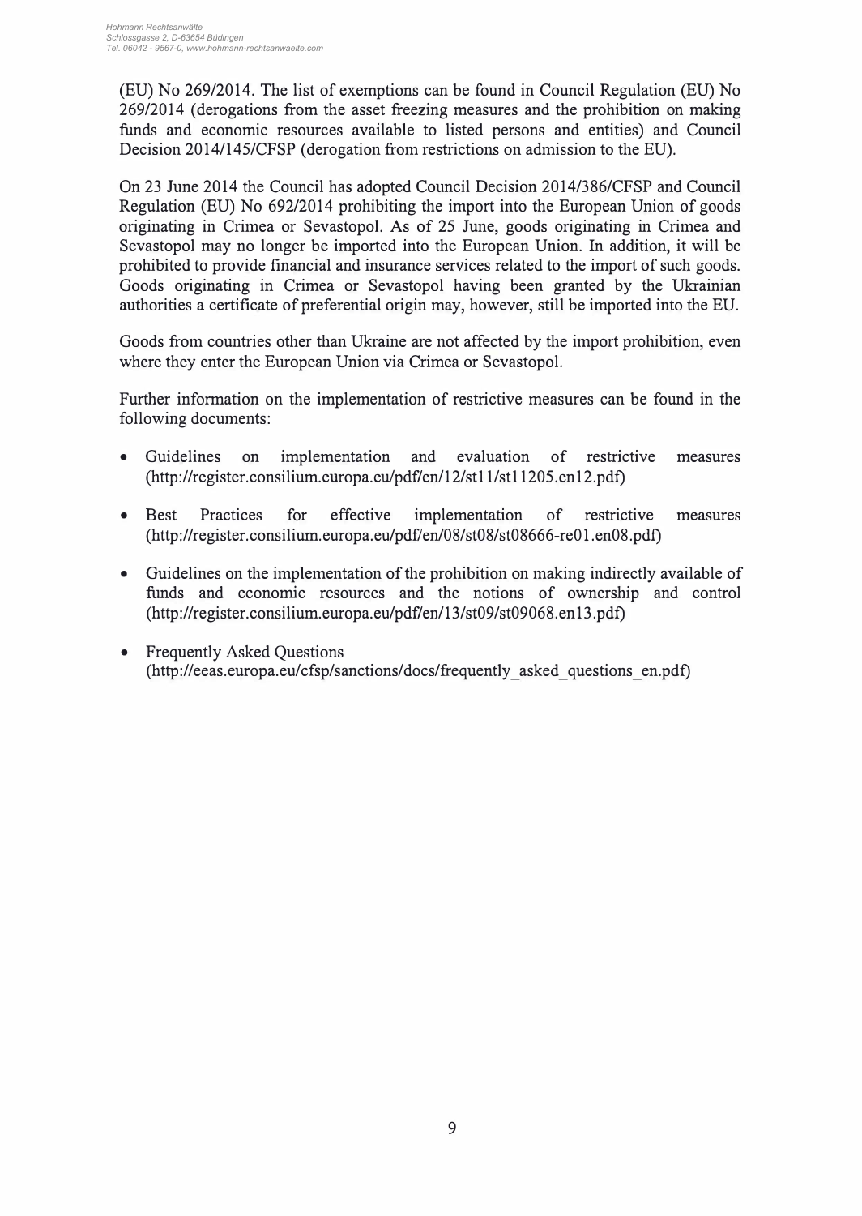(EU) No 269/2014. The list of exemptions can be found in Council Regulation (EU) No 269/2014 (derogations from the asset freezing measures and the prohibition on making funds and economic resources available to listed persons and entities) and Council Decision 2014/145/CFSP (derogation from restrictions on admission to the EU).

On 23 June 2014 the Council has adopted Council Decision 2014/386/CFSP and Council Regulation (EU) No 692/2014 prohibiting the import into the European Union of goods originating in Crimea or Sevastopol. As of 25 June, goods originating in Crimea and Sevastopol may no longer be imported into the European Union. In addition, it will be prohibited to provide financial and insurance services related to the import of such goods. Goods originating in Crimea or Sevastopol having been granted by the Ukrainian authorities a certificate of preferential origin may, however, still be imported into the EU.

Goods from countries other than Ukraine are not affected by the import prohibition, even where they enter the European Union via Crimea or Sevastopol.

Further information on the implementation of restrictive measures can be found in the following documents:

- Guidelines on implementation and evaluation of restrictive measures (http://register.consilium.europa.eu/pdf/en/12/st11/st11205.en12.pdf)
- Best Practices for effective implementation of restrictive measures (http://register.consilium.europa.eu/pdf/en/08/st08/st08666-re01.en08.pdf)
- Guidelines on the implementation of the prohibition on making indirectly available of funds and economic resources and the notions of ownership and control (http://register.consilium.europa.eu/pdf/en/13/st09/st09068.en13.pdf)
- Frequently Asked Questions (http://eeas.europa.eu/cfsp/sanctions/docs/frequently_asked_questions_en.pdf)